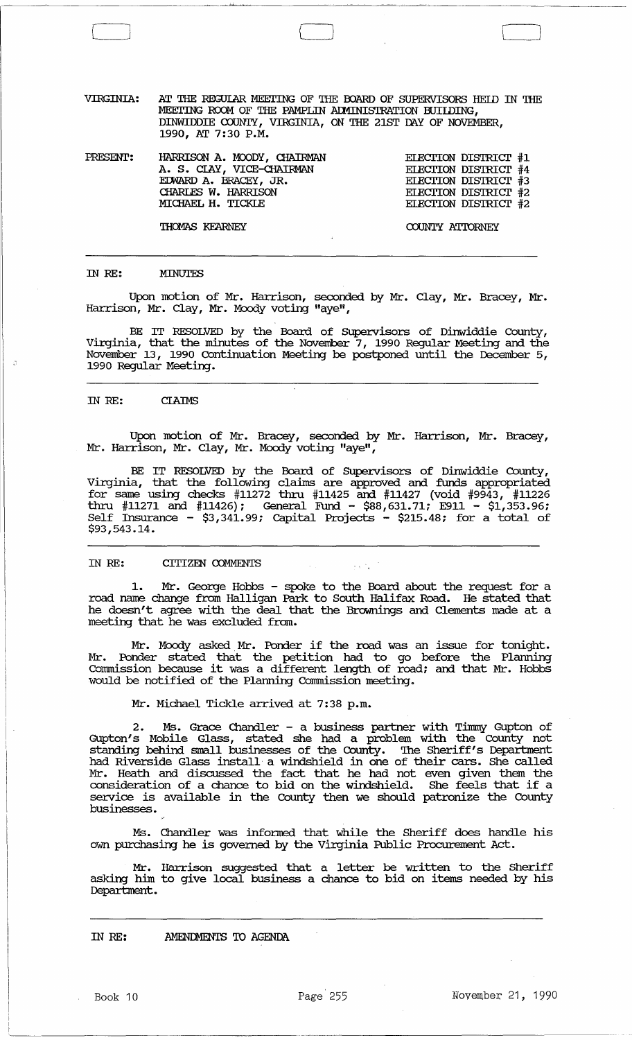VIRGINIA: AT THE REGULAR MEETING OF THE BOARD OF SUPERVISORS HELD IN THE MEETING ROOM OF THE PAMPLIN ADMINISTRATION BUILDING, DINWIDDIE COUNTY, VIRGINIA, ON THE 21ST DAY OF NOVEMBER, 1990, AT 7:30 P.M.

| PRESENT: | | |
|---|---|---|
| | HARRISON A. MOODY, CHAIRMAN | ELECTION DISTRICT #1 |
| | A. S. CLAY, VICE-CHAIRMAN | ELECTION DISTRICT #4 |
| | EDWARD A. BRACEY, JR. | ELECTION DISTRICT #3 |
| | CHARLES W. HARRISON | ELECTION DISTRICT #2 |
| | MICHAEL H. TICKLE | ELECTION DISTRICT #2 |
| | THOMAS KEARNEY | COUNTY ATTORNEY |

---

IN RE: MINUTES

Upon motion of Mr. Harrison, seconded by Mr. Clay, Mr. Bracey, Mr. Harrison, Mr. Clay, Mr. Moody voting "aye",

BE IT RESOLVED by the Board of Supervisors of Dinwiddie County, Virginia, that the minutes of the November 7, 1990 Regular Meeting and the November 13, 1990 Continuation Meeting be postponed until the December 5, 1990 Regular Meeting.

---

IN RE: CLAIMS

Upon motion of Mr. Bracey, seconded by Mr. Harrison, Mr. Bracey, Mr. Harrison, Mr. Clay, Mr. Moody voting "aye",

BE IT RESOLVED by the Board of Supervisors of Dinwiddie County, Virginia, that the following claims are approved and funds appropriated for same using checks #11272 thru #11425 and #11427 (void #9943, #11226 thru #11271 and #11426); General Fund - $88,631.71; E911 - $1,353.96; Self Insurance - $3,341.99; Capital Projects - $215.48; for a total of $93,543.14.

---

IN RE: CITIZEN COMMENTS

1. Mr. George Hobbs - spoke to the Board about the request for a road name change from Halligan Park to South Halifax Road. He stated that he doesn't agree with the deal that the Brownings and Clements made at a meeting that he was excluded from.

Mr. Moody asked Mr. Ponder if the road was an issue for tonight. Mr. Ponder stated that the petition had to go before the Planning Commission because it was a different length of road; and that Mr. Hobbs would be notified of the Planning Commission meeting.

Mr. Michael Tickle arrived at 7:38 p.m.

2. Ms. Grace Chandler - a business partner with Timmy Gupton of Gupton's Mobile Glass, stated she had a problem with the County not standing behind small businesses of the County. The Sheriff's Department had Riverside Glass install a windshield in one of their cars. She called Mr. Heath and discussed the fact that he had not even given them the consideration of a chance to bid on the windshield. She feels that if a service is available in the County then we should patronize the County businesses.

Ms. Chandler was informed that while the Sheriff does handle his own purchasing he is governed by the Virginia Public Procurement Act.

Mr. Harrison suggested that a letter be written to the Sheriff asking him to give local business a chance to bid on items needed by his Department.

---

IN RE: AMENDMENTS TO AGENDA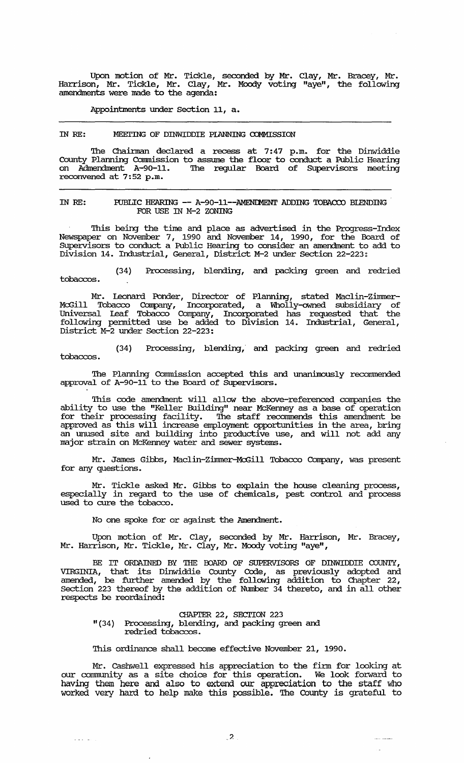Upon motion of Mr. Tickle, seconded by Mr. Clay, Mr. Bracey, Mr. Harrison, Mr. Tickle, Mr. Clay, Mr. Moody voting "aye", the following amendments were made to the agenda:

Appointments under Section 11, a.

---

IN RE: MEETING OF DINWIDDIE PLANNING COMMISSION

The Chairman declared a recess at 7:47 p.m. for the Dinwiddie County Planning Commission to assume the floor to conduct a Public Hearing on Admendment A-90-11. The regular Board of Supervisors meeting reconvened at 7:52 p.m.

---

IN RE: PUBLIC HEARING -- A-90-11--AMENDMENT ADDING TOBACCO BLENDING FOR USE IN M-2 ZONING

This being the time and place as advertised in the Progress-Index Newspaper on November 7, 1990 and November 14, 1990, for the Board of Supervisors to conduct a Public Hearing to consider an amendment to add to Division 14. Industrial, General, District M-2 under Section 22-223:

(34) Processing, blending, and packing green and redried tobaccos.

Mr. Leonard Ponder, Director of Planning, stated Maclin-Zimmer-McGill Tobacco Company, Incorporated, a Wholly-owned subsidiary of Universal Leaf Tobacco Company, Incorporated has requested that the following permitted use be added to Division 14. Industrial, General, District M-2 under Section 22-223:

(34) Processing, blending, and packing green and redried tobaccos.

The Planning Commission accepted this and unanimously recommended approval of A-90-11 to the Board of Supervisors.

This code amendment will allow the above-referenced companies the ability to use the "Keller Building" near McKenney as a base of operation for their processing facility. The staff recommends this amendment be approved as this will increase employment opportunities in the area, bring an unused site and building into productive use, and will not add any major strain on McKenney water and sewer systems.

Mr. James Gibbs, Maclin-Zimmer-McGill Tobacco Company, was present for any questions.

Mr. Tickle asked Mr. Gibbs to explain the house cleaning process, especially in regard to the use of chemicals, pest control and process used to cure the tobacco.

No one spoke for or against the Amendment.

Upon motion of Mr. Clay, seconded by Mr. Harrison, Mr. Bracey, Mr. Harrison, Mr. Tickle, Mr. Clay, Mr. Moody voting "aye",

BE IT ORDAINED BY THE BOARD OF SUPERVISORS OF DINWIDDIE COUNTY, VIRGINIA, that its Dinwiddie County Code, as previously adopted and amended, be further amended by the following addition to Chapter 22, Section 223 thereof by the addition of Number 34 thereto, and in all other respects be reordained:

CHAPTER 22, SECTION 223
"(34) Processing, blending, and packing green and redried tobaccos.

This ordinance shall become effective November 21, 1990.

Mr. Cashwell expressed his appreciation to the firm for looking at our community as a site choice for this operation. We look forward to having them here and also to extend our appreciation to the staff who worked very hard to help make this possible. The County is grateful to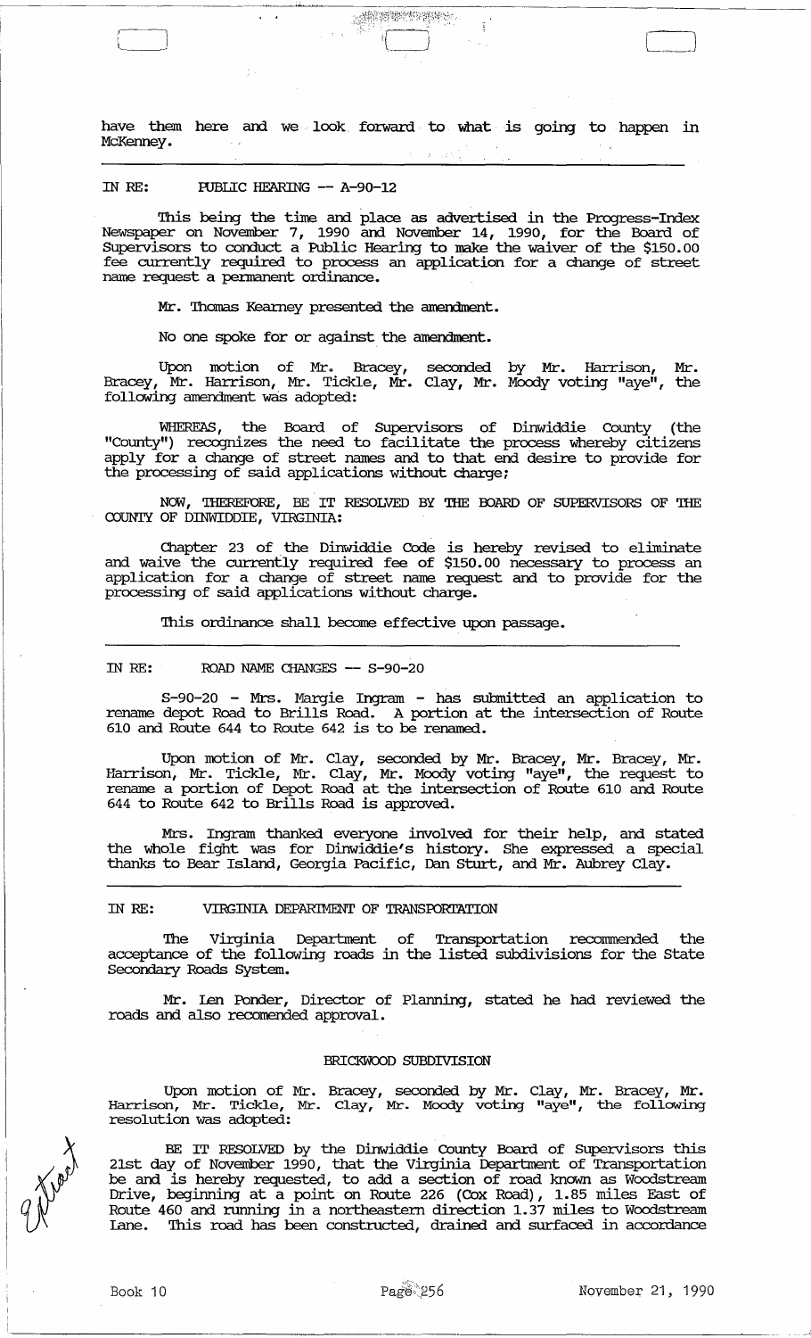have them here and we look forward to what is going to happen in McKenney.

---

IN RE: PUBLIC HEARING -- A-90-12

This being the time and place as advertised in the Progress-Index Newspaper on November 7, 1990 and November 14, 1990, for the Board of Supervisors to conduct a Public Hearing to make the waiver of the $150.00 fee currently required to process an application for a change of street name request a permanent ordinance.

Mr. Thomas Kearney presented the amendment.

No one spoke for or against the amendment.

Upon motion of Mr. Bracey, seconded by Mr. Harrison, Mr. Bracey, Mr. Harrison, Mr. Tickle, Mr. Clay, Mr. Moody voting "aye", the following amendment was adopted:

WHEREAS, the Board of Supervisors of Dinwiddie County (the "County") recognizes the need to facilitate the process whereby citizens apply for a change of street names and to that end desire to provide for the processing of said applications without charge;

NOW, THEREFORE, BE IT RESOLVED BY THE BOARD OF SUPERVISORS OF THE COUNTY OF DINWIDDIE, VIRGINIA:

Chapter 23 of the Dinwiddie Code is hereby revised to eliminate and waive the currently required fee of $150.00 necessary to process an application for a change of street name request and to provide for the processing of said applications without charge.

This ordinance shall become effective upon passage.

---

IN RE: ROAD NAME CHANGES -- S-90-20

S-90-20 - Mrs. Margie Ingram - has submitted an application to rename depot Road to Brills Road. A portion at the intersection of Route 610 and Route 644 to Route 642 is to be renamed.

Upon motion of Mr. Clay, seconded by Mr. Bracey, Mr. Bracey, Mr. Harrison, Mr. Tickle, Mr. Clay, Mr. Moody voting "aye", the request to rename a portion of Depot Road at the intersection of Route 610 and Route 644 to Route 642 to Brills Road is approved.

Mrs. Ingram thanked everyone involved for their help, and stated the whole fight was for Dinwiddie's history. She expressed a special thanks to Bear Island, Georgia Pacific, Dan Sturt, and Mr. Aubrey Clay.

---

IN RE: VIRGINIA DEPARTMENT OF TRANSPORTATION

The Virginia Department of Transportation recommended the acceptance of the following roads in the listed subdivisions for the State Secondary Roads System.

Mr. Len Ponder, Director of Planning, stated he had reviewed the roads and also recomended approval.

BRICKWOOD SUBDIVISION

Upon motion of Mr. Bracey, seconded by Mr. Clay, Mr. Bracey, Mr. Harrison, Mr. Tickle, Mr. Clay, Mr. Moody voting "aye", the following resolution was adopted:

BE IT RESOLVED by the Dinwiddie County Board of Supervisors this 21st day of November 1990, that the Virginia Department of Transportation be and is hereby requested, to add a section of road known as Woodstream Drive, beginning at a point on Route 226 (Cox Road), 1.85 miles East of Route 460 and running in a northeastern direction 1.37 miles to Woodstream Lane. This road has been constructed, drained and surfaced in accordance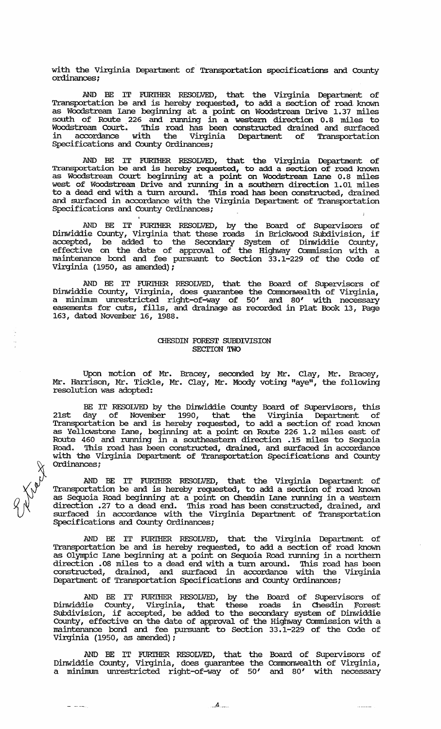with the Virginia Department of Transportation specifications and County ordinances;

AND BE IT FURTHER RESOLVED, that the Virginia Department of Transportation be and is hereby requested, to add a section of road known as Woodstream Lane beginning at a point on Woodstream Drive 1.37 miles south of Route 226 and running in a western direction 0.8 miles to Woodstream Court. This road has been constructed drained and surfaced in accordance with the Virginia Department of Transportation Specifications and County Ordinances;

AND BE IT FURTHER RESOLVED, that the Virginia Department of Transportation be and is hereby requested, to add a section of road known as Woodstream Court beginning at a point on Woodstream Lane 0.8 miles west of Woodstream Drive and running in a southern direction 1.01 miles to a dead end with a turn around. This road has been constructed, drained and surfaced in accordance with the Virginia Department of Transportation Specifications and County Ordinances;

AND BE IT FURTHER RESOLVED, by the Board of Supervisors of Dinwiddie County, Virginia that these roads in Brickwood Subdivision, if accepted, be added to the Secondary System of Dinwiddie County, effective on the date of approval of the Highway Commission with a maintenance bond and fee pursuant to Section 33.1-229 of the Code of Virginia (1950, as amended);

AND BE IT FURTHER RESOLVED, that the Board of Supervisors of Dinwiddie County, Virginia, does guarantee the Commonwealth of Virginia, a minimum unrestricted right-of-way of 50' and 80' with necessary easements for cuts, fills, and drainage as recorded in Plat Book 13, Page 163, dated November 16, 1988.

## CHESDIN FOREST SUBDIVISION SECTION TWO

Upon motion of Mr. Bracey, seconded by Mr. Clay, Mr. Bracey, Mr. Harrison, Mr. Tickle, Mr. Clay, Mr. Moody voting "aye", the following resolution was adopted:

BE IT RESOLVED by the Dinwiddie County Board of Supervisors, this 21st day of November 1990, that the Virginia Department of Transportation be and is hereby requested, to add a section of road known as Yellowstone Lane, beginning at a point on Route 226 1.2 miles east of Route 460 and running in a southeastern direction .15 miles to Sequoia Road. This road has been constructed, drained, and surfaced in accordance with the Virginia Department of Transportation Specifications and County Ordinances;

AND BE IT FURTHER RESOLVED, that the Virginia Department of Transportation be and is hereby requested, to add a section of road known as Sequoia Road beginning at a point on Chesdin Lane running in a western direction .27 to a dead end. This road has been constructed, drained, and surfaced in accordance with the Virginia Department of Transportation Specifications and County Ordinances;

AND BE IT FURTHER RESOLVED, that the Virginia Department of Transportation be and is hereby requested, to add a section of road known as Olympic Lane beginning at a point on Sequoia Road running in a northern direction .08 miles to a dead end with a turn around. This road has been constructed, drained, and surfaced in accordance with the Virginia Department of Transportation Specifications and County Ordinances;

AND BE IT FURTHER RESOLVED, by the Board of Supervisors of Dinwiddie County, Virginia, that these roads in Chesdin Forest Subdivision, if accepted, be added to the secondary system of Dinwiddie County, effective on the date of approval of the Highway Commission with a maintenance bond and fee pursuant to Section 33.1-229 of the Code of Virginia (1950, as amended);

AND BE IT FURTHER RESOLVED, that the Board of Supervisors of Dinwiddie County, Virginia, does guarantee the Commonwealth of Virginia, a minimum unrestricted right-of-way of 50' and 80' with necessary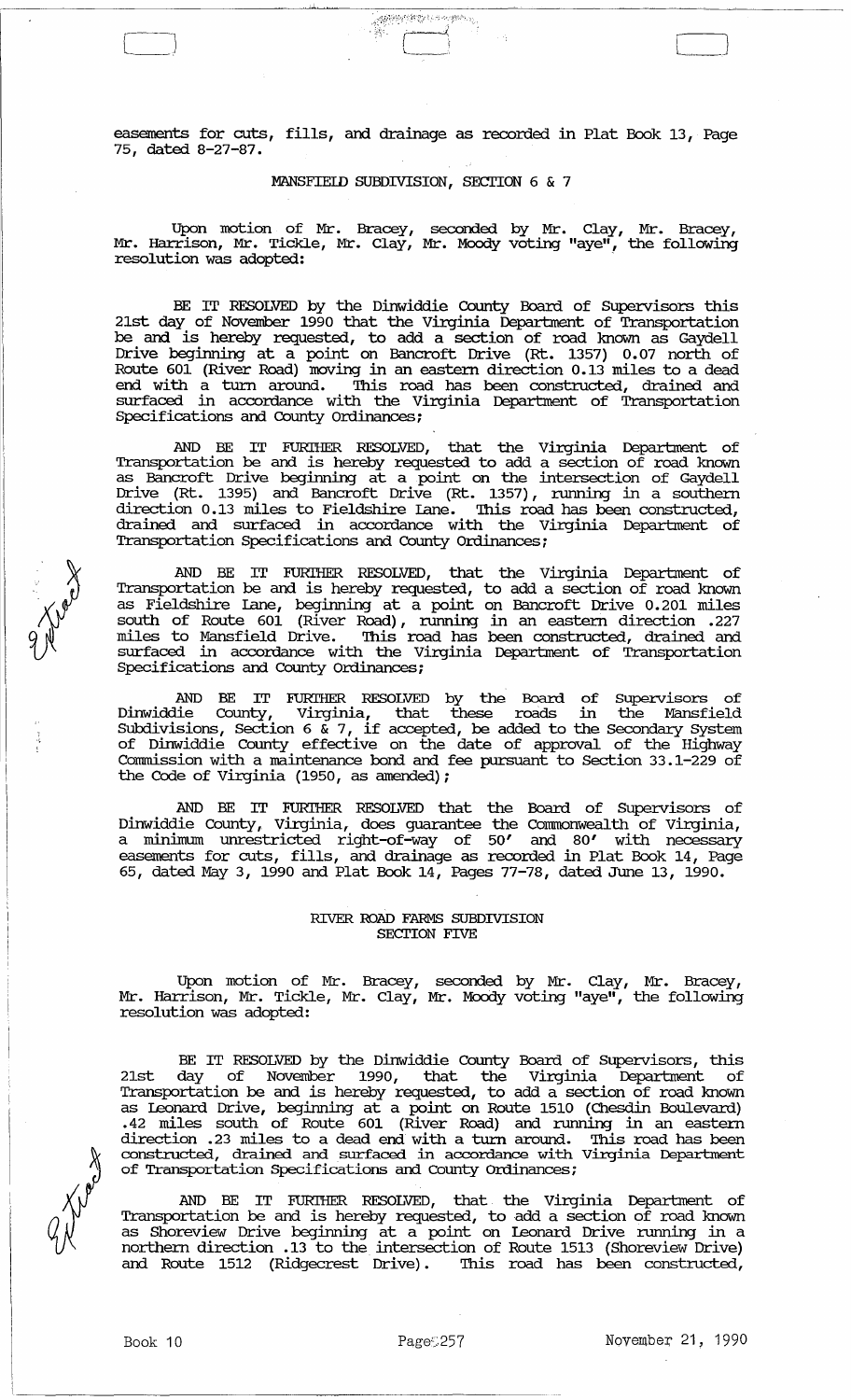easements for cuts, fills, and drainage as recorded in Plat Book 13, Page 75, dated 8-27-87.

## MANSFIELD SUBDIVISION, SECTION 6 & 7

Upon motion of Mr. Bracey, seconded by Mr. Clay, Mr. Bracey, Mr. Harrison, Mr. Tickle, Mr. Clay, Mr. Moody voting "aye", the following resolution was adopted:

BE IT RESOLVED by the Dinwiddie County Board of Supervisors this 21st day of November 1990 that the Virginia Department of Transportation be and is hereby requested, to add a section of road known as Gaydell Drive beginning at a point on Bancroft Drive (Rt. 1357) 0.07 north of Route 601 (River Road) moving in an eastern direction 0.13 miles to a dead end with a turn around. This road has been constructed, drained and surfaced in accordance with the Virginia Department of Transportation Specifications and County Ordinances;

AND BE IT FURTHER RESOLVED, that the Virginia Department of Transportation be and is hereby requested to add a section of road known as Bancroft Drive beginning at a point on the intersection of Gaydell Drive (Rt. 1395) and Bancroft Drive (Rt. 1357), running in a southern direction 0.13 miles to Fieldshire Lane. This road has been constructed, drained and surfaced in accordance with the Virginia Department of Transportation Specifications and County Ordinances;

AND BE IT FURTHER RESOLVED, that the Virginia Department of Transportation be and is hereby requested, to add a section of road known as Fieldshire Lane, beginning at a point on Bancroft Drive 0.201 miles south of Route 601 (River Road), running in an eastern direction .227 miles to Mansfield Drive. This road has been constructed, drained and surfaced in accordance with the Virginia Department of Transportation Specifications and County Ordinances;

AND BE IT FURTHER RESOLVED by the Board of Supervisors of Dinwiddie County, Virginia, that these roads in the Mansfield Subdivisions, Section 6 & 7, if accepted, be added to the Secondary System of Dinwiddie County effective on the date of approval of the Highway Commission with a maintenance bond and fee pursuant to Section 33.1-229 of the Code of Virginia (1950, as amended);

AND BE IT FURTHER RESOLVED that the Board of Supervisors of Dinwiddie County, Virginia, does guarantee the Commonwealth of Virginia, a minimum unrestricted right-of-way of 50' and 80' with necessary easements for cuts, fills, and drainage as recorded in Plat Book 14, Page 65, dated May 3, 1990 and Plat Book 14, Pages 77-78, dated June 13, 1990.

## RIVER ROAD FARMS SUBDIVISION SECTION FIVE

Upon motion of Mr. Bracey, seconded by Mr. Clay, Mr. Bracey, Mr. Harrison, Mr. Tickle, Mr. Clay, Mr. Moody voting "aye", the following resolution was adopted:

BE IT RESOLVED by the Dinwiddie County Board of Supervisors, this 21st day of November 1990, that the Virginia Department of Transportation be and is hereby requested, to add a section of road known as Leonard Drive, beginning at a point on Route 1510 (Chesdin Boulevard) .42 miles south of Route 601 (River Road) and running in an eastern direction .23 miles to a dead end with a turn around. This road has been constructed, drained and surfaced in accordance with Virginia Department of Transportation Specifications and County Ordinances;

AND BE IT FURTHER RESOLVED, that the Virginia Department of Transportation be and is hereby requested, to add a section of road known as Shoreview Drive beginning at a point on Leonard Drive running in a northern direction .13 to the intersection of Route 1513 (Shoreview Drive) and Route 1512 (Ridgecrest Drive). This road has been constructed,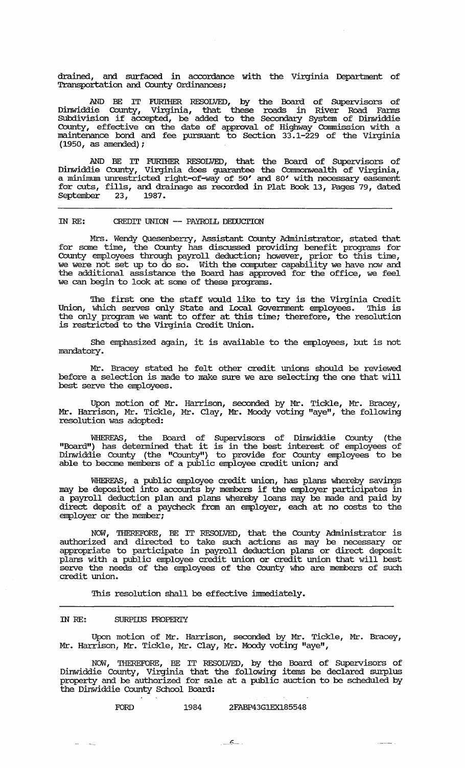drained, and surfaced in accordance with the Virginia Department of Transportation and County Ordinances;

AND BE IT FURTHER RESOLVED, by the Board of Supervisors of Dinwiddie County, Virginia, that these roads in River Road Farms Subdivision if accepted, be added to the Secondary System of Dinwiddie County, effective on the date of approval of Highway Commission with a maintenance bond and fee pursuant to Section 33.1-229 of the Virginia (1950, as amended);

AND BE IT FURTHER RESOLVED, that the Board of Supervisors of Dinwiddie County, Virginia does guarantee the Commonwealth of Virginia, a minimum unrestricted right-of-way of 50' and 80' with necessary easement for cuts, fills, and drainage as recorded in Plat Book 13, Pages 79, dated September 23, 1987.

---

IN RE: CREDIT UNION -- PAYROLL DEDUCTION

Mrs. Wendy Quesenberry, Assistant County Administrator, stated that for some time, the County has discussed providing benefit programs for County employees through payroll deduction; however, prior to this time, we were not set up to do so. With the computer capability we have now and the additional assistance the Board has approved for the office, we feel we can begin to look at some of these programs.

The first one the staff would like to try is the Virginia Credit Union, which serves only State and Local Government employees. This is the only program we want to offer at this time; therefore, the resolution is restricted to the Virginia Credit Union.

She emphasized again, it is available to the employees, but is not mandatory.

Mr. Bracey stated he felt other credit unions should be reviewed before a selection is made to make sure we are selecting the one that will best serve the employees.

Upon motion of Mr. Harrison, seconded by Mr. Tickle, Mr. Bracey, Mr. Harrison, Mr. Tickle, Mr. Clay, Mr. Moody voting "aye", the following resolution was adopted:

WHEREAS, the Board of Supervisors of Dinwiddie County (the "Board") has determined that it is in the best interest of employees of Dinwiddie County (the "County") to provide for County employees to be able to become members of a public employee credit union; and

WHEREAS, a public employee credit union, has plans whereby savings may be deposited into accounts by members if the employer participates in a payroll deduction plan and plans whereby loans may be made and paid by direct deposit of a paycheck from an employer, each at no costs to the employer or the member;

NOW, THEREFORE, BE IT RESOLVED, that the County Administrator is authorized and directed to take such actions as may be necessary or appropriate to participate in payroll deduction plans or direct deposit plans with a public employee credit union or credit union that will best serve the needs of the employees of the County who are members of such credit union.

This resolution shall be effective immediately.

---

IN RE: SURPLUS PROPERTY

Upon motion of Mr. Harrison, seconded by Mr. Tickle, Mr. Bracey, Mr. Harrison, Mr. Tickle, Mr. Clay, Mr. Moody voting "aye",

NOW, THEREFORE, BE IT RESOLVED, by the Board of Supervisors of Dinwiddie County, Virginia that the following items be declared surplus property and be authorized for sale at a public auction to be scheduled by the Dinwiddie County School Board:

FORD 1984 2FABP43G1EX185548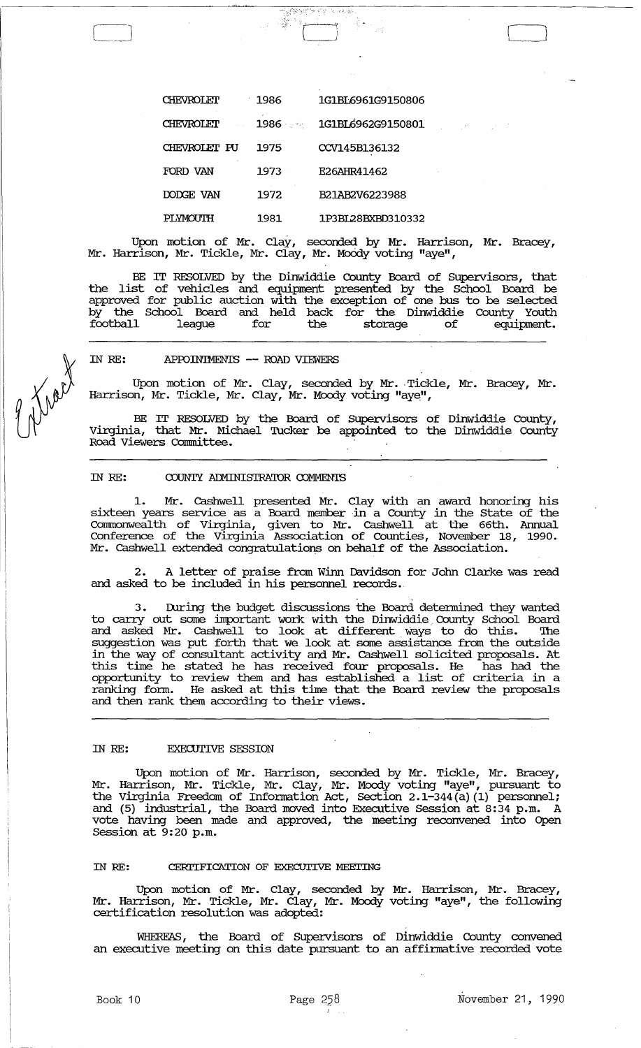| CHEVROLET | 1986 | 1G1BL6961G9150806 |
|---|---|---|
| CHEVROLET | 1986 | 1G1BL6962G9150801 |
| CHEVROLET PU | 1975 | CCV145B136132 |
| FORD VAN | 1973 | E26AHR41462 |
| DODGE VAN | 1972 | B21AB2V6223988 |
| PLYMOUTH | 1981 | 1P3BL28BXBD310332 |

Upon motion of Mr. Clay, seconded by Mr. Harrison, Mr. Bracey, Mr. Harrison, Mr. Tickle, Mr. Clay, Mr. Moody voting "aye",

BE IT RESOLVED by the Dinwiddie County Board of Supervisors, that the list of vehicles and equipment presented by the School Board be approved for public auction with the exception of one bus to be selected by the School Board and held back for the Dinwiddie County Youth football league for the storage of equipment.

IN RE: APPOINTMENTS -- ROAD VIEWERS

Upon motion of Mr. Clay, seconded by Mr. Tickle, Mr. Bracey, Mr. Harrison, Mr. Tickle, Mr. Clay, Mr. Moody voting "aye",

BE IT RESOLVED by the Board of Supervisors of Dinwiddie County, Virginia, that Mr. Michael Tucker be appointed to the Dinwiddie County Road Viewers Committee.

IN RE: COUNTY ADMINISTRATOR COMMENTS

1. Mr. Cashwell presented Mr. Clay with an award honoring his sixteen years service as a Board member in a County in the State of the Commonwealth of Virginia, given to Mr. Cashwell at the 66th. Annual Conference of the Virginia Association of Counties, November 18, 1990. Mr. Cashwell extended congratulations on behalf of the Association.

2. A letter of praise from Winn Davidson for John Clarke was read and asked to be included in his personnel records.

3. During the budget discussions the Board determined they wanted to carry out some important work with the Dinwiddie County School Board and asked Mr. Cashwell to look at different ways to do this. The suggestion was put forth that we look at some assistance from the outside in the way of consultant activity and Mr. Cashwell solicited proposals. At this time he stated he has received four proposals. He has had the opportunity to review them and has established a list of criteria in a ranking form. He asked at this time that the Board review the proposals and then rank them according to their views.

IN RE: EXECUTIVE SESSION

Upon motion of Mr. Harrison, seconded by Mr. Tickle, Mr. Bracey, Mr. Harrison, Mr. Tickle, Mr. Clay, Mr. Moody voting "aye", pursuant to the Virginia Freedom of Information Act, Section 2.1-344(a)(1) personnel; and (5) industrial, the Board moved into Executive Session at 8:34 p.m. A vote having been made and approved, the meeting reconvened into Open Session at 9:20 p.m.

IN RE: CERTIFICATION OF EXECUTIVE MEETING

Upon motion of Mr. Clay, seconded by Mr. Harrison, Mr. Bracey, Mr. Harrison, Mr. Tickle, Mr. Clay, Mr. Moody voting "aye", the following certification resolution was adopted:

WHEREAS, the Board of Supervisors of Dinwiddie County convened an executive meeting on this date pursuant to an affirmative recorded vote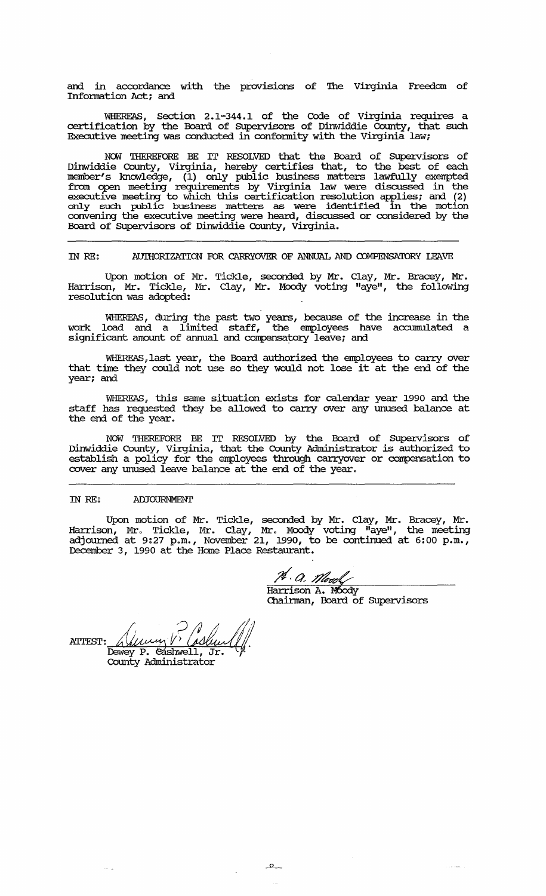and in accordance with the provisions of The Virginia Freedom of Information Act; and

WHEREAS, Section 2.1-344.1 of the Code of Virginia requires a certification by the Board of Supervisors of Dinwiddie County, that such Executive meeting was conducted in conformity with the Virginia law;

NOW THEREFORE BE IT RESOLVED that the Board of Supervisors of Dinwiddie County, Virginia, hereby certifies that, to the best of each member's knowledge, (1) only public business matters lawfully exempted from open meeting requirements by Virginia law were discussed in the executive meeting to which this certification resolution applies; and (2) only such public business matters as were identified in the motion convening the executive meeting were heard, discussed or considered by the Board of Supervisors of Dinwiddie County, Virginia.

---

IN RE: AUTHORIZATION FOR CARRYOVER OF ANNUAL AND COMPENSATORY LEAVE

Upon motion of Mr. Tickle, seconded by Mr. Clay, Mr. Bracey, Mr. Harrison, Mr. Tickle, Mr. Clay, Mr. Moody voting "aye", the following resolution was adopted:

WHEREAS, during the past two years, because of the increase in the work load and a limited staff, the employees have accumulated a significant amount of annual and compensatory leave; and

WHEREAS, last year, the Board authorized the employees to carry over that time they could not use so they would not lose it at the end of the year; and

WHEREAS, this same situation exists for calendar year 1990 and the staff has requested they be allowed to carry over any unused balance at the end of the year.

NOW THEREFORE BE IT RESOLVED by the Board of Supervisors of Dinwiddie County, Virginia, that the County Administrator is authorized to establish a policy for the employees through carryover or compensation to cover any unused leave balance at the end of the year.

---

IN RE: ADJOURNMENT

Upon motion of Mr. Tickle, seconded by Mr. Clay, Mr. Bracey, Mr. Harrison, Mr. Tickle, Mr. Clay, Mr. Moody voting "aye", the meeting adjourned at 9:27 p.m., November 21, 1990, to be continued at 6:00 p.m., December 3, 1990 at the Home Place Restaurant.

H. A. Moody
Harrison A. Moody
Chairman, Board of Supervisors

ATTEST: Dewey P. Cashwell, Jr.
Dewey P. Cashwell, Jr.
County Administrator